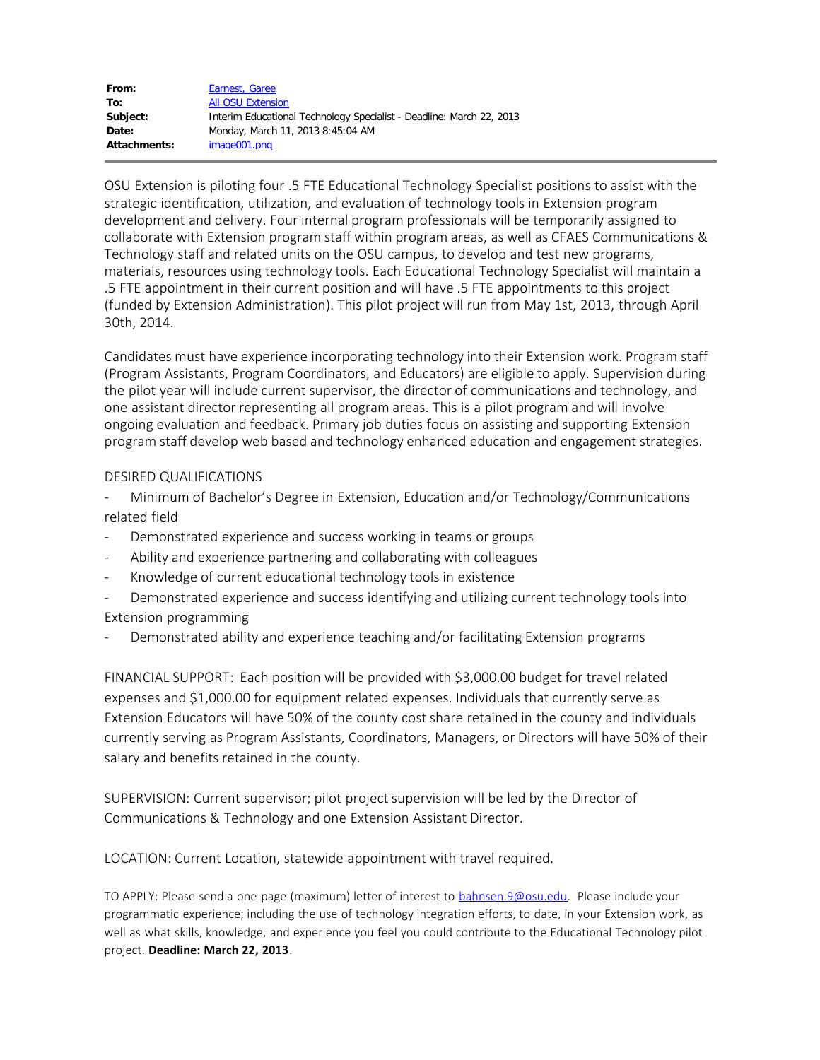| | |
|---|---|
| **From:** | Earnest, Garee |
| **To:** | All OSU Extension |
| **Subject:** | Interim Educational Technology Specialist - Deadline: March 22, 2013 |
| **Date:** | Monday, March 11, 2013 8:45:04 AM |
| **Attachments:** | image001.png |

OSU Extension is piloting four .5 FTE Educational Technology Specialist positions to assist with the strategic identification, utilization, and evaluation of technology tools in Extension program development and delivery. Four internal program professionals will be temporarily assigned to collaborate with Extension program staff within program areas, as well as CFAES Communications & Technology staff and related units on the OSU campus, to develop and test new programs, materials, resources using technology tools. Each Educational Technology Specialist will maintain a .5 FTE appointment in their current position and will have .5 FTE appointments to this project (funded by Extension Administration). This pilot project will run from May 1st, 2013, through April 30th, 2014.

Candidates must have experience incorporating technology into their Extension work. Program staff (Program Assistants, Program Coordinators, and Educators) are eligible to apply. Supervision during the pilot year will include current supervisor, the director of communications and technology, and one assistant director representing all program areas. This is a pilot program and will involve ongoing evaluation and feedback. Primary job duties focus on assisting and supporting Extension program staff develop web based and technology enhanced education and engagement strategies.

DESIRED QUALIFICATIONS

- Minimum of Bachelor's Degree in Extension, Education and/or Technology/Communications related field
- Demonstrated experience and success working in teams or groups
- Ability and experience partnering and collaborating with colleagues
- Knowledge of current educational technology tools in existence
- Demonstrated experience and success identifying and utilizing current technology tools into Extension programming
- Demonstrated ability and experience teaching and/or facilitating Extension programs

FINANCIAL SUPPORT: Each position will be provided with $3,000.00 budget for travel related expenses and $1,000.00 for equipment related expenses. Individuals that currently serve as Extension Educators will have 50% of the county cost share retained in the county and individuals currently serving as Program Assistants, Coordinators, Managers, or Directors will have 50% of their salary and benefits retained in the county.

SUPERVISION: Current supervisor; pilot project supervision will be led by the Director of Communications & Technology and one Extension Assistant Director.

LOCATION: Current Location, statewide appointment with travel required.

TO APPLY: Please send a one-page (maximum) letter of interest to bahnsen.9@osu.edu. Please include your programmatic experience; including the use of technology integration efforts, to date, in your Extension work, as well as what skills, knowledge, and experience you feel you could contribute to the Educational Technology pilot project. **Deadline: March 22, 2013**.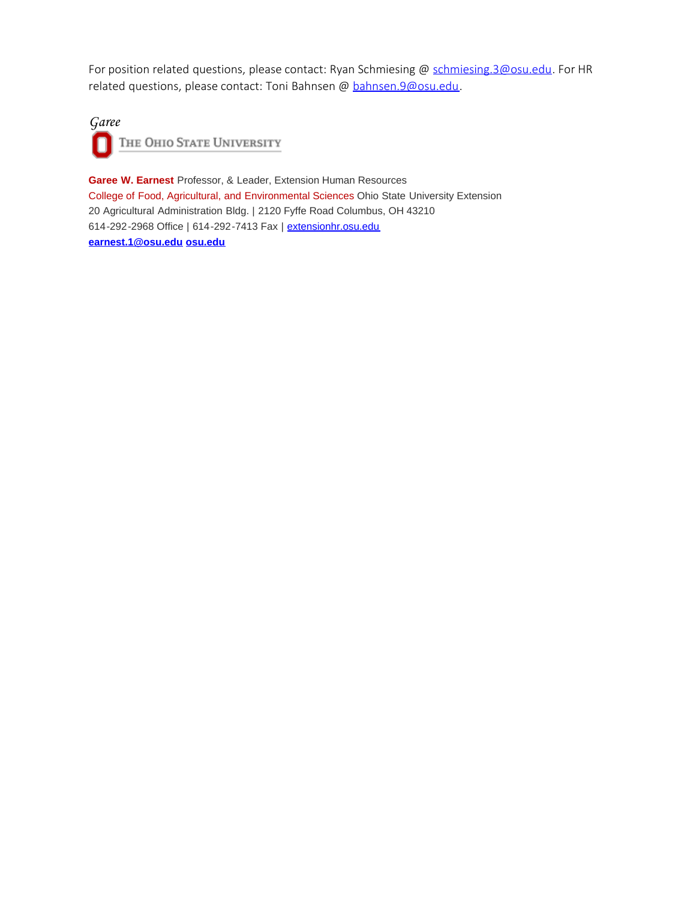For position related questions, please contact: Ryan Schmiesing @ schmiesing.3@osu.edu. For HR related questions, please contact: Toni Bahnsen @ bahnsen.9@osu.edu.

*Garee*

THE OHIO STATE UNIVERSITY

**Garee W. Earnest** Professor, & Leader, Extension Human Resources
College of Food, Agricultural, and Environmental Sciences Ohio State University Extension
20 Agricultural Administration Bldg. | 2120 Fyffe Road Columbus, OH 43210
614-292-2968 Office | 614-292-7413 Fax | extensionhr.osu.edu
**earnest.1@osu.edu** **osu.edu**